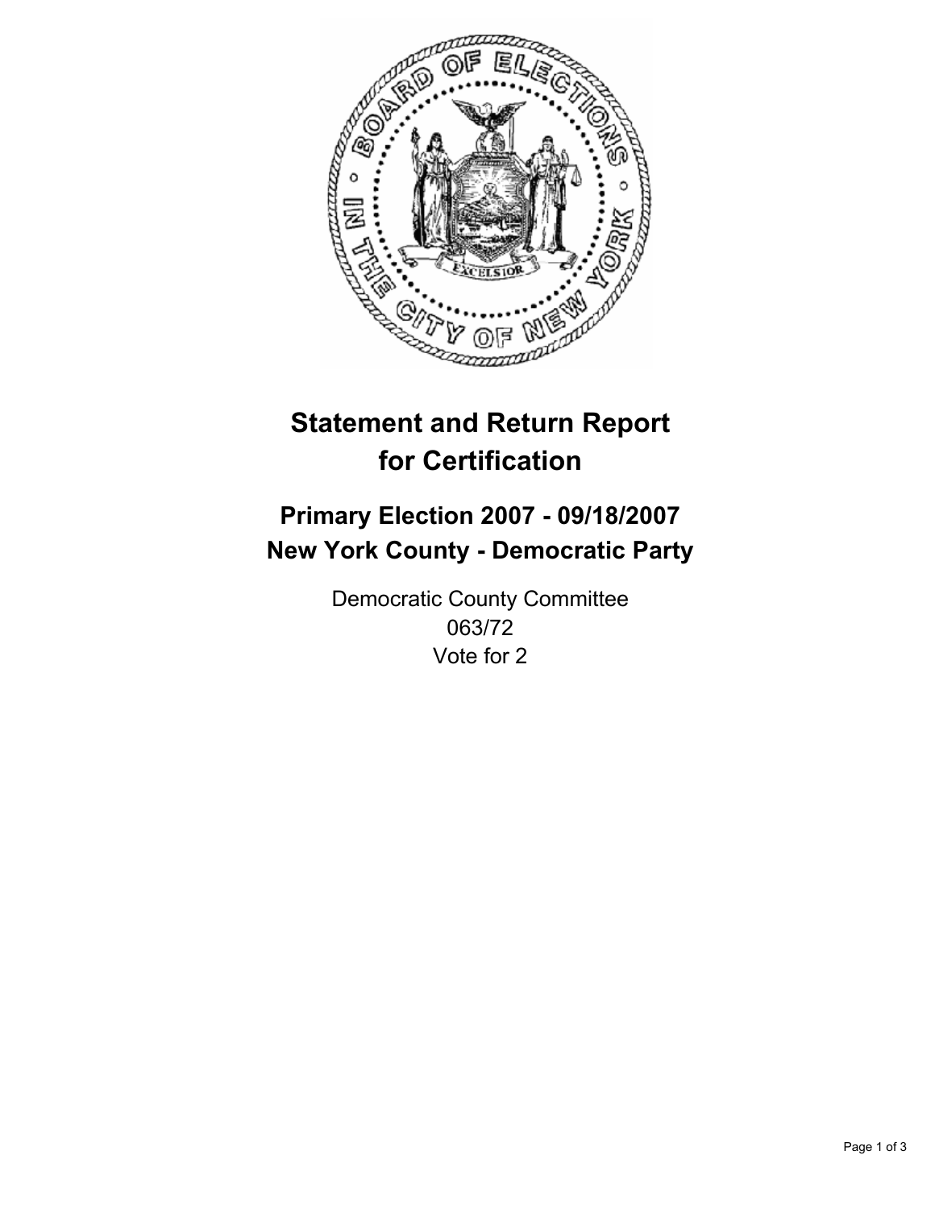# Statement and Return Report for Certification

## Primary Election 2007 - 09/18/2007
## New York County - Democratic Party

Democratic County Committee
063/72
Vote for 2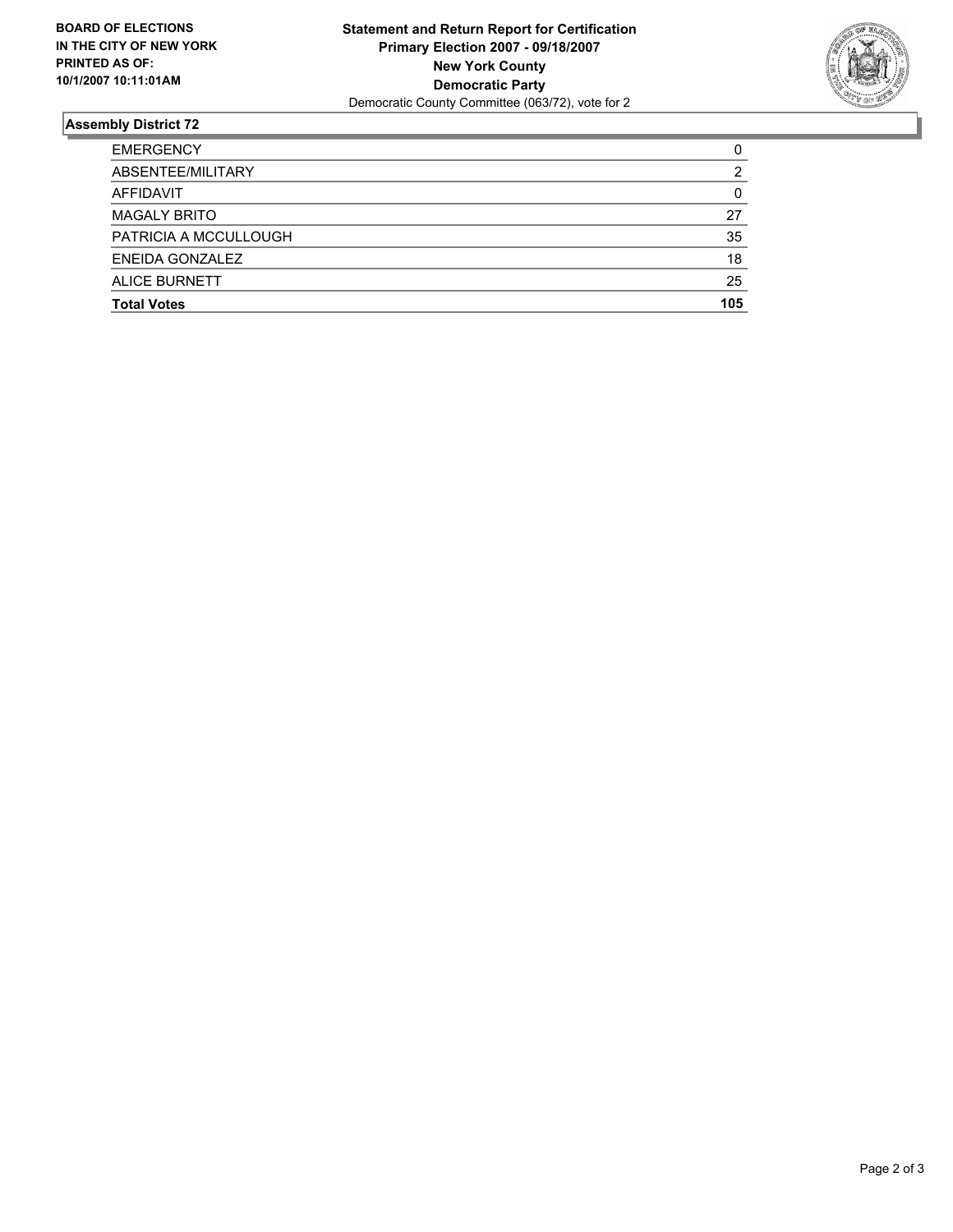**BOARD OF ELECTIONS IN THE CITY OF NEW YORK PRINTED AS OF: 10/1/2007 10:11:01AM**

**Statement and Return Report for Certification**
**Primary Election 2007 - 09/18/2007**
**New York County**
**Democratic Party**
Democratic County Committee (063/72), vote for 2

## Assembly District 72

| | |
|---|---|
| EMERGENCY | 0 |
| ABSENTEE/MILITARY | 2 |
| AFFIDAVIT | 0 |
| MAGALY BRITO | 27 |
| PATRICIA A MCCULLOUGH | 35 |
| ENEIDA GONZALEZ | 18 |
| ALICE BURNETT | 25 |
| **Total Votes** | **105** |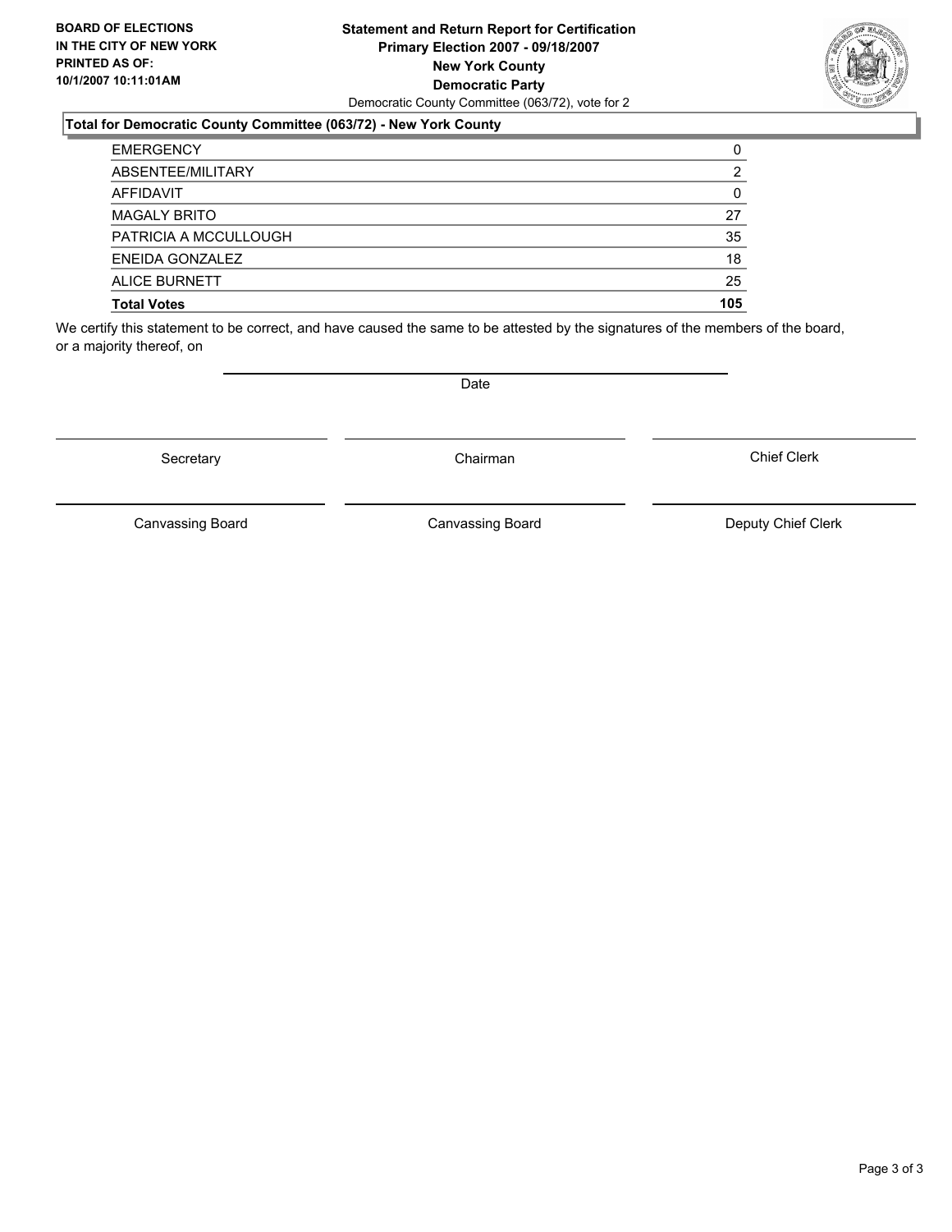**BOARD OF ELECTIONS IN THE CITY OF NEW YORK PRINTED AS OF: 10/1/2007 10:11:01AM**

**Statement and Return Report for Certification**
**Primary Election 2007 - 09/18/2007**
**New York County**
**Democratic Party**
Democratic County Committee (063/72), vote for 2

### Total for Democratic County Committee (063/72) - New York County

| | |
|---|---|
| EMERGENCY | 0 |
| ABSENTEE/MILITARY | 2 |
| AFFIDAVIT | 0 |
| MAGALY BRITO | 27 |
| PATRICIA A MCCULLOUGH | 35 |
| ENEIDA GONZALEZ | 18 |
| ALICE BURNETT | 25 |
| **Total Votes** | **105** |

We certify this statement to be correct, and have caused the same to be attested by the signatures of the members of the board, or a majority thereof, on

Date

Secretary

Chairman

Chief Clerk

Canvassing Board

Canvassing Board

Deputy Chief Clerk